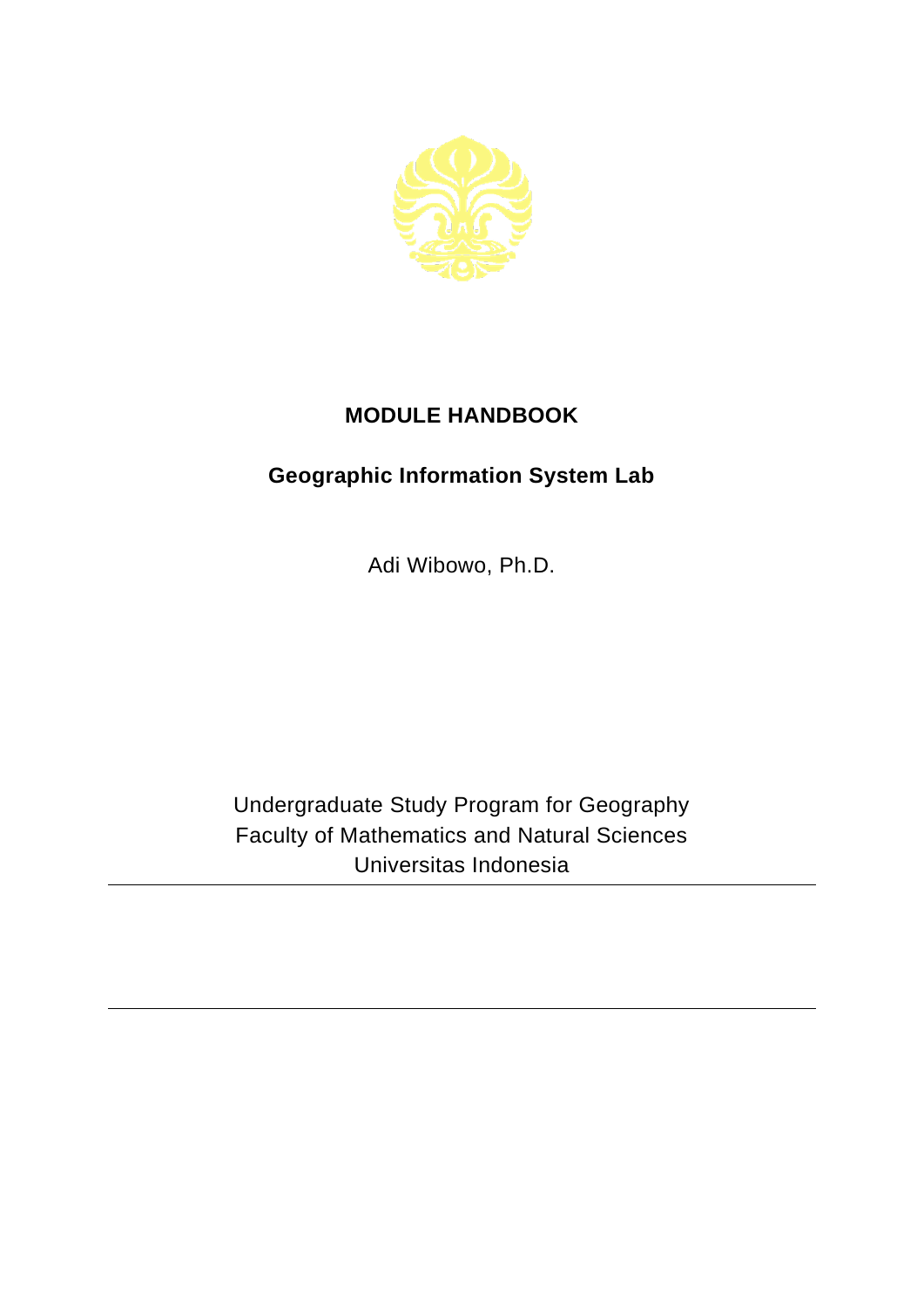# MODULE HANDBOOK

## Geographic Information System Lab

Adi Wibowo, Ph.D.

Undergraduate Study Program for Geography
Faculty of Mathematics and Natural Sciences
Universitas Indonesia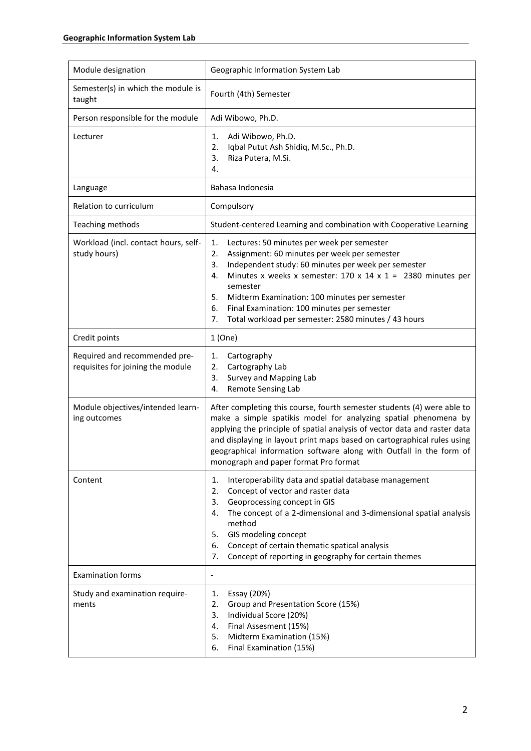| Module designation | Geographic Information System Lab |
| --- | --- |
| Semester(s) in which the module is taught | Fourth (4th) Semester |
| Person responsible for the module | Adi Wibowo, Ph.D. |
| Lecturer | 1. Adi Wibowo, Ph.D.<br>2. Iqbal Putut Ash Shidiq, M.Sc., Ph.D.<br>3. Riza Putera, M.Si.<br>4. |
| Language | Bahasa Indonesia |
| Relation to curriculum | Compulsory |
| Teaching methods | Student-centered Learning and combination with Cooperative Learning |
| Workload (incl. contact hours, self-study hours) | 1. Lectures: 50 minutes per week per semester<br>2. Assignment: 60 minutes per week per semester<br>3. Independent study: 60 minutes per week per semester<br>4. Minutes x weeks x semester: 170 x 14 x 1 = 2380 minutes per semester<br>5. Midterm Examination: 100 minutes per semester<br>6. Final Examination: 100 minutes per semester<br>7. Total workload per semester: 2580 minutes / 43 hours |
| Credit points | 1 (One) |
| Required and recommended pre-requisites for joining the module | 1. Cartography<br>2. Cartography Lab<br>3. Survey and Mapping Lab<br>4. Remote Sensing Lab |
| Module objectives/intended learning outcomes | After completing this course, fourth semester students (4) were able to make a simple spatikis model for analyzing spatial phenomena by applying the principle of spatial analysis of vector data and raster data and displaying in layout print maps based on cartographical rules using geographical information software along with Outfall in the form of monograph and paper format Pro format |
| Content | 1. Interoperability data and spatial database management<br>2. Concept of vector and raster data<br>3. Geoprocessing concept in GIS<br>4. The concept of a 2-dimensional and 3-dimensional spatial analysis method<br>5. GIS modeling concept<br>6. Concept of certain thematic spatical analysis<br>7. Concept of reporting in geography for certain themes |
| Examination forms | - |
| Study and examination requirements | 1. Essay (20%)<br>2. Group and Presentation Score (15%)<br>3. Individual Score (20%)<br>4. Final Assesment (15%)<br>5. Midterm Examination (15%)<br>6. Final Examination (15%) |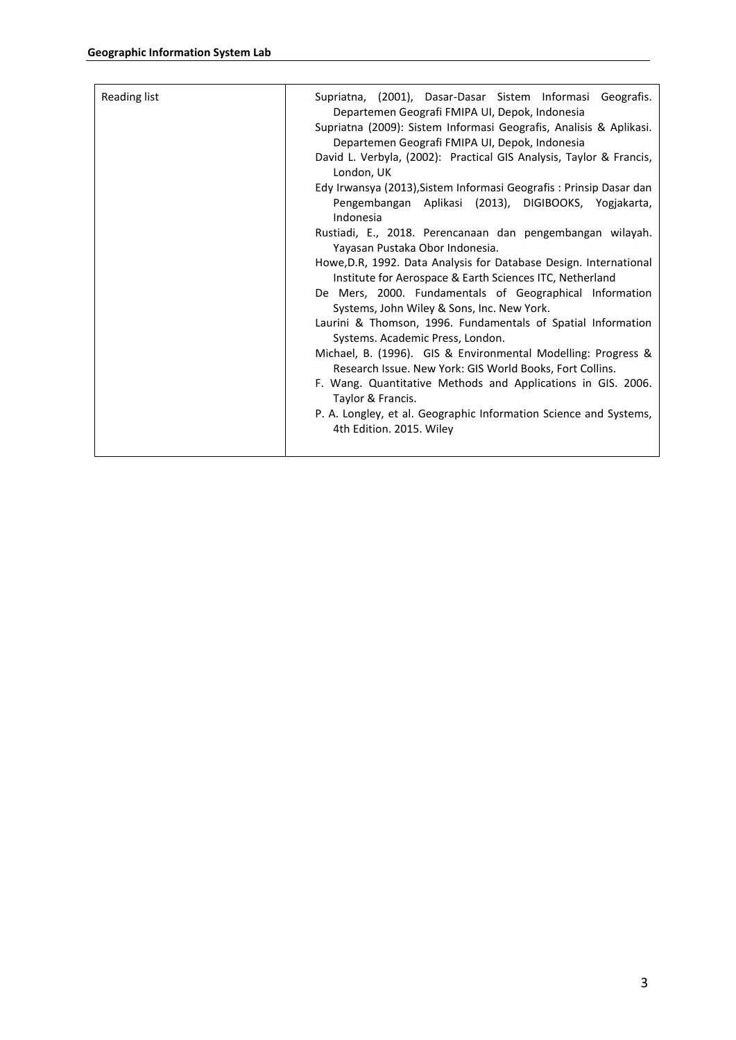| | |
|---|---|
| Reading list | Supriatna, (2001), Dasar-Dasar Sistem Informasi Geografis. Departemen Geografi FMIPA UI, Depok, Indonesia<br>Supriatna (2009): Sistem Informasi Geografis, Analisis & Aplikasi. Departemen Geografi FMIPA UI, Depok, Indonesia<br>David L. Verbyla, (2002): Practical GIS Analysis, Taylor & Francis, London, UK<br>Edy Irwansya (2013),Sistem Informasi Geografis : Prinsip Dasar dan Pengembangan Aplikasi (2013), DIGIBOOKS, Yogjakarta, Indonesia<br>Rustiadi, E., 2018. Perencanaan dan pengembangan wilayah. Yayasan Pustaka Obor Indonesia.<br>Howe,D.R, 1992. Data Analysis for Database Design. International Institute for Aerospace & Earth Sciences ITC, Netherland<br>De Mers, 2000. Fundamentals of Geographical Information Systems, John Wiley & Sons, Inc. New York.<br>Laurini & Thomson, 1996. Fundamentals of Spatial Information Systems. Academic Press, London.<br>Michael, B. (1996). GIS & Environmental Modelling: Progress & Research Issue. New York: GIS World Books, Fort Collins.<br>F. Wang. Quantitative Methods and Applications in GIS. 2006. Taylor & Francis.<br>P. A. Longley, et al. Geographic Information Science and Systems, 4th Edition. 2015. Wiley |